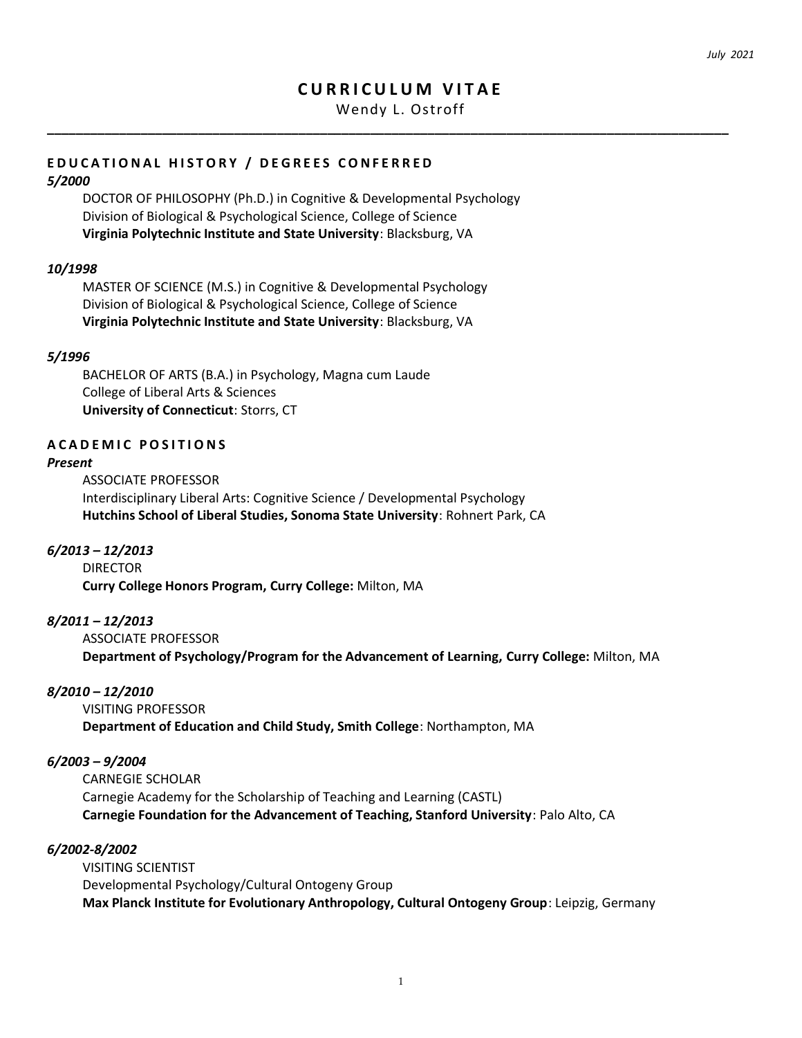*July 2021*

# CURRICULUM VITAE

Wendy L. Ostroff

---

## EDUCATIONAL HISTORY / DEGREES CONFERRED

***5/2000***

DOCTOR OF PHILOSOPHY (Ph.D.) in Cognitive & Developmental Psychology
Division of Biological & Psychological Science, College of Science
**Virginia Polytechnic Institute and State University**: Blacksburg, VA

***10/1998***

MASTER OF SCIENCE (M.S.) in Cognitive & Developmental Psychology
Division of Biological & Psychological Science, College of Science
**Virginia Polytechnic Institute and State University**: Blacksburg, VA

***5/1996***

BACHELOR OF ARTS (B.A.) in Psychology, Magna cum Laude
College of Liberal Arts & Sciences
**University of Connecticut**: Storrs, CT

## ACADEMIC POSITIONS

***Present***

ASSOCIATE PROFESSOR
Interdisciplinary Liberal Arts: Cognitive Science / Developmental Psychology
**Hutchins School of Liberal Studies, Sonoma State University**: Rohnert Park, CA

***6/2013 – 12/2013***

DIRECTOR
**Curry College Honors Program, Curry College:** Milton, MA

***8/2011 – 12/2013***

ASSOCIATE PROFESSOR
**Department of Psychology/Program for the Advancement of Learning, Curry College:** Milton, MA

***8/2010 – 12/2010***

VISITING PROFESSOR
**Department of Education and Child Study, Smith College**: Northampton, MA

***6/2003 – 9/2004***

CARNEGIE SCHOLAR
Carnegie Academy for the Scholarship of Teaching and Learning (CASTL)
**Carnegie Foundation for the Advancement of Teaching, Stanford University**: Palo Alto, CA

***6/2002-8/2002***

VISITING SCIENTIST
Developmental Psychology/Cultural Ontogeny Group
**Max Planck Institute for Evolutionary Anthropology, Cultural Ontogeny Group**: Leipzig, Germany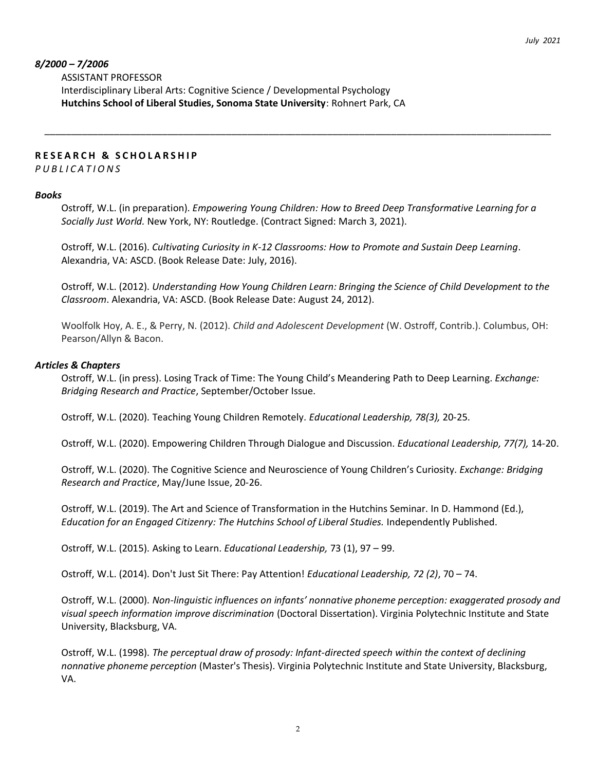***8/2000 – 7/2006***

ASSISTANT PROFESSOR
Interdisciplinary Liberal Arts: Cognitive Science / Developmental Psychology
**Hutchins School of Liberal Studies, Sonoma State University**: Rohnert Park, CA

---

## **R E S E A R C H & S C H O L A R S H I P**

### *P U B L I C A T I O N S*

#### ***Books***

Ostroff, W.L. (in preparation). *Empowering Young Children: How to Breed Deep Transformative Learning for a Socially Just World.* New York, NY: Routledge. (Contract Signed: March 3, 2021).

Ostroff, W.L. (2016). *Cultivating Curiosity in K-12 Classrooms: How to Promote and Sustain Deep Learning*. Alexandria, VA: ASCD. (Book Release Date: July, 2016).

Ostroff, W.L. (2012). *Understanding How Young Children Learn: Bringing the Science of Child Development to the Classroom*. Alexandria, VA: ASCD. (Book Release Date: August 24, 2012).

Woolfolk Hoy, A. E., & Perry, N. (2012). *Child and Adolescent Development* (W. Ostroff, Contrib.). Columbus, OH: Pearson/Allyn & Bacon.

#### ***Articles & Chapters***

Ostroff, W.L. (in press). Losing Track of Time: The Young Child's Meandering Path to Deep Learning. *Exchange: Bridging Research and Practice*, September/October Issue.

Ostroff, W.L. (2020). Teaching Young Children Remotely. *Educational Leadership, 78(3),* 20-25.

Ostroff, W.L. (2020). Empowering Children Through Dialogue and Discussion. *Educational Leadership, 77(7),* 14-20.

Ostroff, W.L. (2020). The Cognitive Science and Neuroscience of Young Children's Curiosity. *Exchange: Bridging Research and Practice*, May/June Issue, 20-26.

Ostroff, W.L. (2019). The Art and Science of Transformation in the Hutchins Seminar. In D. Hammond (Ed.), *Education for an Engaged Citizenry: The Hutchins School of Liberal Studies.* Independently Published.

Ostroff, W.L. (2015). Asking to Learn. *Educational Leadership,* 73 (1), 97 – 99.

Ostroff, W.L. (2014). Don't Just Sit There: Pay Attention! *Educational Leadership, 72 (2)*, 70 – 74.

Ostroff, W.L. (2000). *Non-linguistic influences on infants' nonnative phoneme perception: exaggerated prosody and visual speech information improve discrimination* (Doctoral Dissertation). Virginia Polytechnic Institute and State University, Blacksburg, VA.

Ostroff, W.L. (1998). *The perceptual draw of prosody: Infant-directed speech within the context of declining nonnative phoneme perception* (Master's Thesis). Virginia Polytechnic Institute and State University, Blacksburg, VA.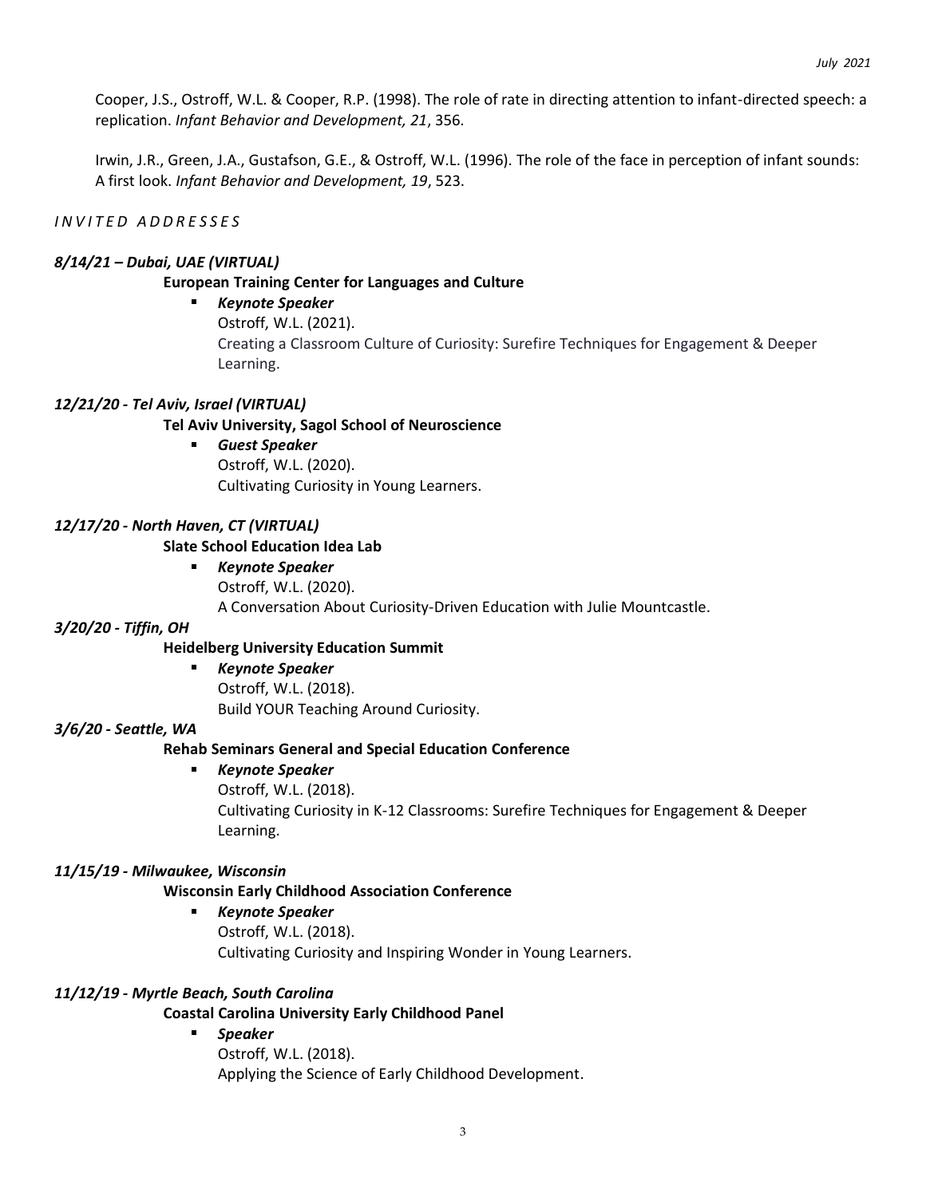Cooper, J.S., Ostroff, W.L. & Cooper, R.P. (1998). The role of rate in directing attention to infant-directed speech: a replication. *Infant Behavior and Development, 21*, 356.

Irwin, J.R., Green, J.A., Gustafson, G.E., & Ostroff, W.L. (1996). The role of the face in perception of infant sounds: A first look. *Infant Behavior and Development, 19*, 523.

*INVITED ADDRESSES*

***8/14/21 – Dubai, UAE (VIRTUAL)***

**European Training Center for Languages and Culture**

- ***Keynote Speaker***
  Ostroff, W.L. (2021).
  Creating a Classroom Culture of Curiosity: Surefire Techniques for Engagement & Deeper Learning.

***12/21/20 - Tel Aviv, Israel (VIRTUAL)***

**Tel Aviv University, Sagol School of Neuroscience**

- ***Guest Speaker***
  Ostroff, W.L. (2020).
  Cultivating Curiosity in Young Learners.

***12/17/20 - North Haven, CT (VIRTUAL)***

**Slate School Education Idea Lab**

- ***Keynote Speaker***
  Ostroff, W.L. (2020).
  A Conversation About Curiosity-Driven Education with Julie Mountcastle.

***3/20/20 - Tiffin, OH***

**Heidelberg University Education Summit**

- ***Keynote Speaker***
  Ostroff, W.L. (2018).
  Build YOUR Teaching Around Curiosity.

***3/6/20 - Seattle, WA***

**Rehab Seminars General and Special Education Conference**

- ***Keynote Speaker***
  Ostroff, W.L. (2018).
  Cultivating Curiosity in K-12 Classrooms: Surefire Techniques for Engagement & Deeper Learning.

***11/15/19 - Milwaukee, Wisconsin***

**Wisconsin Early Childhood Association Conference**

- ***Keynote Speaker***
  Ostroff, W.L. (2018).
  Cultivating Curiosity and Inspiring Wonder in Young Learners.

***11/12/19 - Myrtle Beach, South Carolina***

**Coastal Carolina University Early Childhood Panel**

- ***Speaker***
  Ostroff, W.L. (2018).
  Applying the Science of Early Childhood Development.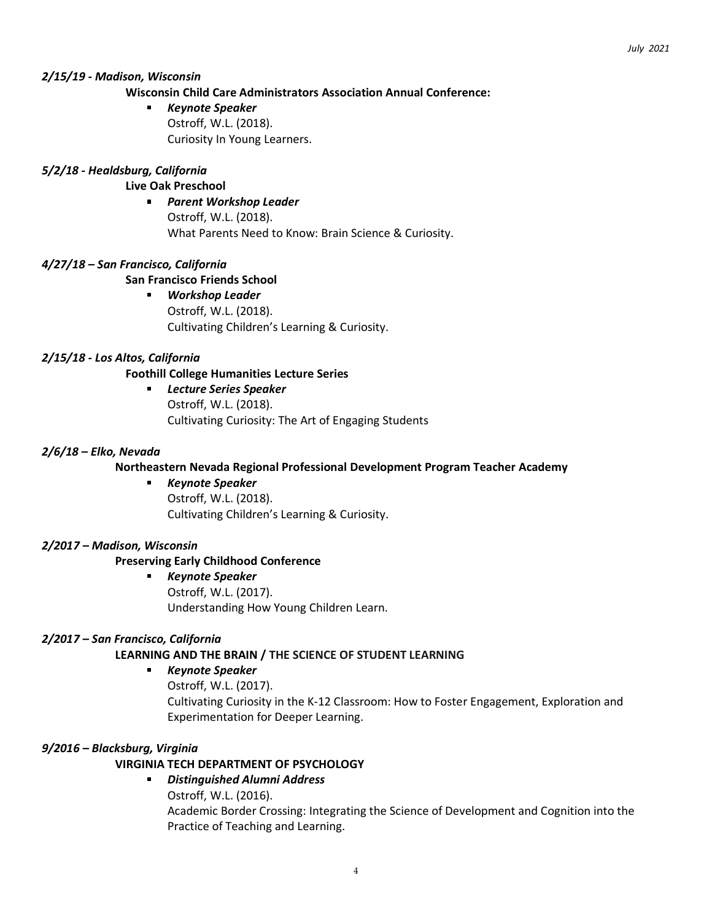***2/15/19 - Madison, Wisconsin***

**Wisconsin Child Care Administrators Association Annual Conference:**

- ***Keynote Speaker***
  Ostroff, W.L. (2018).
  Curiosity In Young Learners.

***5/2/18 - Healdsburg, California***

**Live Oak Preschool**

- ***Parent Workshop Leader***
  Ostroff, W.L. (2018).
  What Parents Need to Know: Brain Science & Curiosity.

***4/27/18 – San Francisco, California***

**San Francisco Friends School**

- ***Workshop Leader***
  Ostroff, W.L. (2018).
  Cultivating Children's Learning & Curiosity.

***2/15/18 - Los Altos, California***

**Foothill College Humanities Lecture Series**

- ***Lecture Series Speaker***
  Ostroff, W.L. (2018).
  Cultivating Curiosity: The Art of Engaging Students

***2/6/18 – Elko, Nevada***

**Northeastern Nevada Regional Professional Development Program Teacher Academy**

- ***Keynote Speaker***
  Ostroff, W.L. (2018).
  Cultivating Children's Learning & Curiosity.

***2/2017 – Madison, Wisconsin***

**Preserving Early Childhood Conference**

- ***Keynote Speaker***
  Ostroff, W.L. (2017).
  Understanding How Young Children Learn.

***2/2017 – San Francisco, California***

**LEARNING AND THE BRAIN / THE SCIENCE OF STUDENT LEARNING**

- ***Keynote Speaker***
  Ostroff, W.L. (2017).
  Cultivating Curiosity in the K-12 Classroom: How to Foster Engagement, Exploration and Experimentation for Deeper Learning.

***9/2016 – Blacksburg, Virginia***

**VIRGINIA TECH DEPARTMENT OF PSYCHOLOGY**

- ***Distinguished Alumni Address***
  Ostroff, W.L. (2016).
  Academic Border Crossing: Integrating the Science of Development and Cognition into the Practice of Teaching and Learning.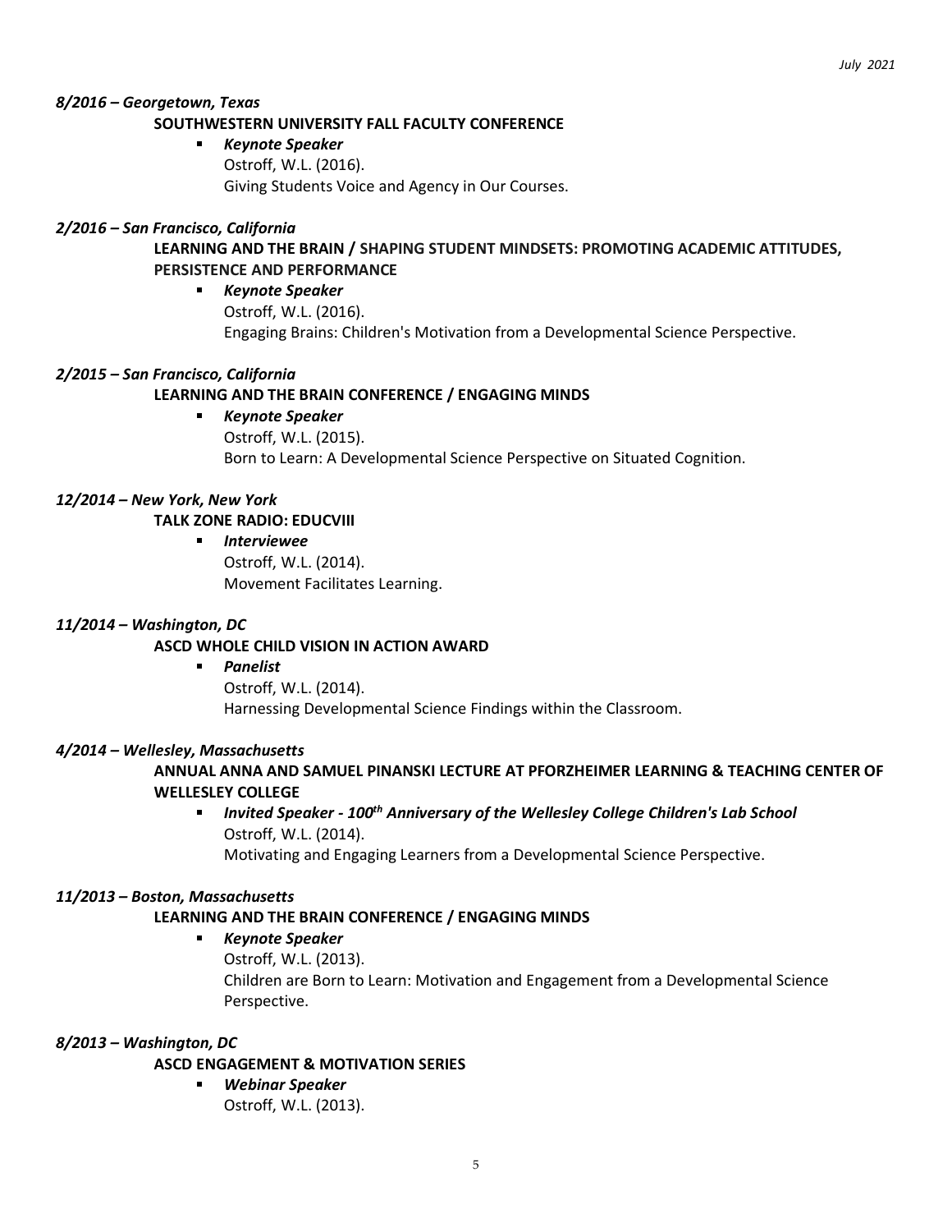***8/2016 – Georgetown, Texas***

**SOUTHWESTERN UNIVERSITY FALL FACULTY CONFERENCE**

- ***Keynote Speaker***
  Ostroff, W.L. (2016).
  Giving Students Voice and Agency in Our Courses.

***2/2016 – San Francisco, California***

**LEARNING AND THE BRAIN / SHAPING STUDENT MINDSETS: PROMOTING ACADEMIC ATTITUDES, PERSISTENCE AND PERFORMANCE**

- ***Keynote Speaker***
  Ostroff, W.L. (2016).
  Engaging Brains: Children's Motivation from a Developmental Science Perspective.

***2/2015 – San Francisco, California***

**LEARNING AND THE BRAIN CONFERENCE / ENGAGING MINDS**

- ***Keynote Speaker***
  Ostroff, W.L. (2015).
  Born to Learn: A Developmental Science Perspective on Situated Cognition.

***12/2014 – New York, New York***

**TALK ZONE RADIO: EDUCVIII**

- ***Interviewee***
  Ostroff, W.L. (2014).
  Movement Facilitates Learning.

***11/2014 – Washington, DC***

**ASCD WHOLE CHILD VISION IN ACTION AWARD**

- ***Panelist***
  Ostroff, W.L. (2014).
  Harnessing Developmental Science Findings within the Classroom.

***4/2014 – Wellesley, Massachusetts***

**ANNUAL ANNA AND SAMUEL PINANSKI LECTURE AT PFORZHEIMER LEARNING & TEACHING CENTER OF WELLESLEY COLLEGE**

- ***Invited Speaker - 100th Anniversary of the Wellesley College Children's Lab School***
  Ostroff, W.L. (2014).
  Motivating and Engaging Learners from a Developmental Science Perspective.

***11/2013 – Boston, Massachusetts***

**LEARNING AND THE BRAIN CONFERENCE / ENGAGING MINDS**

- ***Keynote Speaker***
  Ostroff, W.L. (2013).
  Children are Born to Learn: Motivation and Engagement from a Developmental Science Perspective.

***8/2013 – Washington, DC***

**ASCD ENGAGEMENT & MOTIVATION SERIES**

- ***Webinar Speaker***
  Ostroff, W.L. (2013).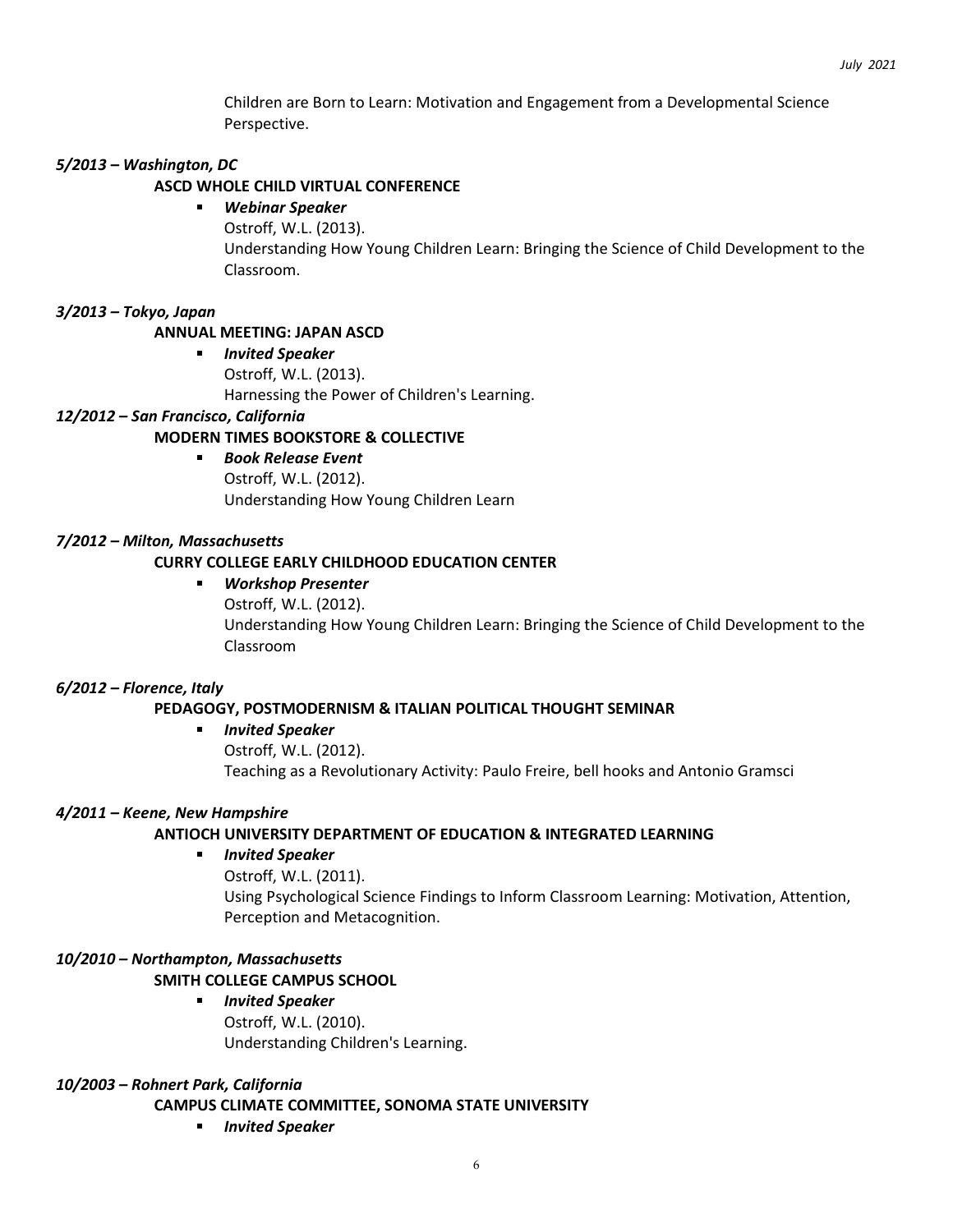Children are Born to Learn: Motivation and Engagement from a Developmental Science Perspective.

***5/2013 – Washington, DC***

**ASCD WHOLE CHILD VIRTUAL CONFERENCE**

- ***Webinar Speaker***
  Ostroff, W.L. (2013).
  Understanding How Young Children Learn: Bringing the Science of Child Development to the Classroom.

***3/2013 – Tokyo, Japan***

**ANNUAL MEETING: JAPAN ASCD**

- ***Invited Speaker***
  Ostroff, W.L. (2013).
  Harnessing the Power of Children's Learning.

***12/2012 – San Francisco, California***

**MODERN TIMES BOOKSTORE & COLLECTIVE**

- ***Book Release Event***
  Ostroff, W.L. (2012).
  Understanding How Young Children Learn

***7/2012 – Milton, Massachusetts***

**CURRY COLLEGE EARLY CHILDHOOD EDUCATION CENTER**

- ***Workshop Presenter***
  Ostroff, W.L. (2012).
  Understanding How Young Children Learn: Bringing the Science of Child Development to the Classroom

***6/2012 – Florence, Italy***

**PEDAGOGY, POSTMODERNISM & ITALIAN POLITICAL THOUGHT SEMINAR**

- ***Invited Speaker***
  Ostroff, W.L. (2012).
  Teaching as a Revolutionary Activity: Paulo Freire, bell hooks and Antonio Gramsci

***4/2011 – Keene, New Hampshire***

**ANTIOCH UNIVERSITY DEPARTMENT OF EDUCATION & INTEGRATED LEARNING**

- ***Invited Speaker***
  Ostroff, W.L. (2011).
  Using Psychological Science Findings to Inform Classroom Learning: Motivation, Attention, Perception and Metacognition.

***10/2010 – Northampton, Massachusetts***

**SMITH COLLEGE CAMPUS SCHOOL**

- ***Invited Speaker***
  Ostroff, W.L. (2010).
  Understanding Children's Learning.

***10/2003 – Rohnert Park, California***

**CAMPUS CLIMATE COMMITTEE, SONOMA STATE UNIVERSITY**

- ***Invited Speaker***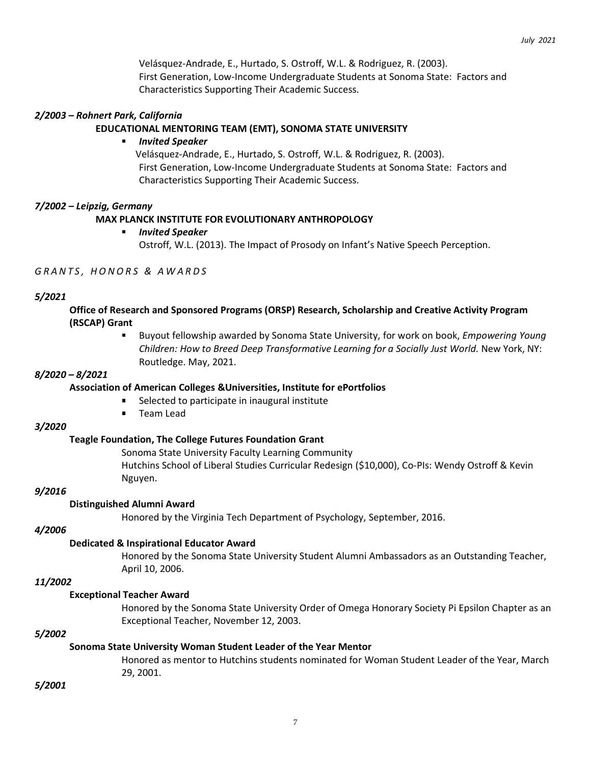Velásquez-Andrade, E., Hurtado, S. Ostroff, W.L. & Rodriguez, R. (2003). First Generation, Low-Income Undergraduate Students at Sonoma State: Factors and Characteristics Supporting Their Academic Success.

***2/2003 – Rohnert Park, California***

**EDUCATIONAL MENTORING TEAM (EMT), SONOMA STATE UNIVERSITY**

- ***Invited Speaker***
  Velásquez-Andrade, E., Hurtado, S. Ostroff, W.L. & Rodriguez, R. (2003). First Generation, Low-Income Undergraduate Students at Sonoma State: Factors and Characteristics Supporting Their Academic Success.

***7/2002 – Leipzig, Germany***

**MAX PLANCK INSTITUTE FOR EVOLUTIONARY ANTHROPOLOGY**

- ***Invited Speaker***
  Ostroff, W.L. (2013). The Impact of Prosody on Infant's Native Speech Perception.

## *GRANTS, HONORS & AWARDS*

***5/2021***

**Office of Research and Sponsored Programs (ORSP) Research, Scholarship and Creative Activity Program (RSCAP) Grant**

- Buyout fellowship awarded by Sonoma State University, for work on book, *Empowering Young Children: How to Breed Deep Transformative Learning for a Socially Just World.* New York, NY: Routledge. May, 2021.

***8/2020 – 8/2021***

**Association of American Colleges &Universities, Institute for ePortfolios**

- Selected to participate in inaugural institute
- Team Lead

***3/2020***

**Teagle Foundation, The College Futures Foundation Grant**

Sonoma State University Faculty Learning Community
Hutchins School of Liberal Studies Curricular Redesign ($10,000), Co-PIs: Wendy Ostroff & Kevin Nguyen.

***9/2016***

**Distinguished Alumni Award**

Honored by the Virginia Tech Department of Psychology, September, 2016.

***4/2006***

**Dedicated & Inspirational Educator Award**

Honored by the Sonoma State University Student Alumni Ambassadors as an Outstanding Teacher, April 10, 2006.

***11/2002***

**Exceptional Teacher Award**

Honored by the Sonoma State University Order of Omega Honorary Society Pi Epsilon Chapter as an Exceptional Teacher, November 12, 2003.

***5/2002***

**Sonoma State University Woman Student Leader of the Year Mentor**

Honored as mentor to Hutchins students nominated for Woman Student Leader of the Year, March 29, 2001.

***5/2001***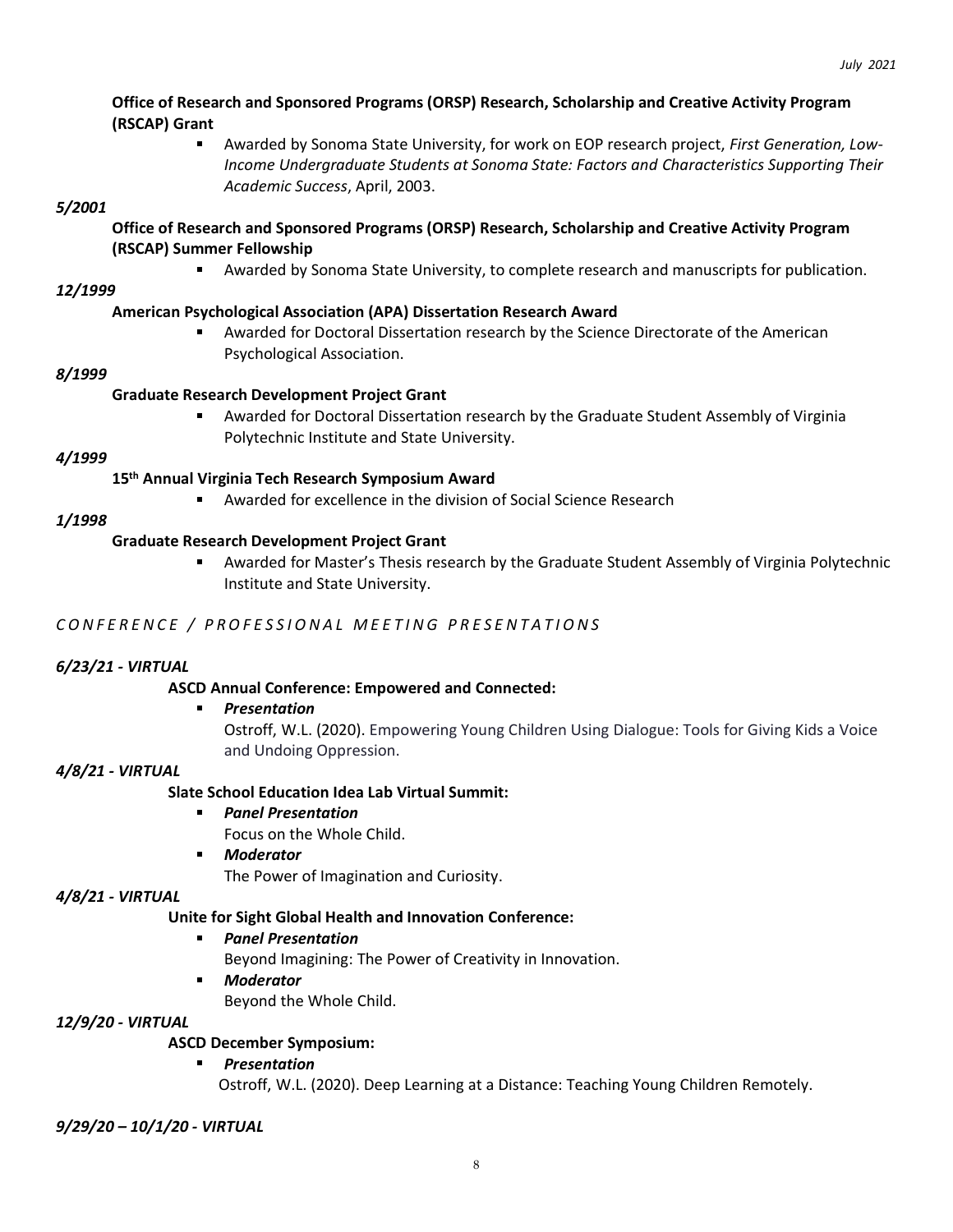**Office of Research and Sponsored Programs (ORSP) Research, Scholarship and Creative Activity Program (RSCAP) Grant**

- Awarded by Sonoma State University, for work on EOP research project, *First Generation, Low-Income Undergraduate Students at Sonoma State: Factors and Characteristics Supporting Their Academic Success*, April, 2003.

***5/2001***

**Office of Research and Sponsored Programs (ORSP) Research, Scholarship and Creative Activity Program (RSCAP) Summer Fellowship**

- Awarded by Sonoma State University, to complete research and manuscripts for publication.

***12/1999***

**American Psychological Association (APA) Dissertation Research Award**

- Awarded for Doctoral Dissertation research by the Science Directorate of the American Psychological Association.

***8/1999***

**Graduate Research Development Project Grant**

- Awarded for Doctoral Dissertation research by the Graduate Student Assembly of Virginia Polytechnic Institute and State University.

***4/1999***

**15th Annual Virginia Tech Research Symposium Award**

- Awarded for excellence in the division of Social Science Research

***1/1998***

**Graduate Research Development Project Grant**

- Awarded for Master's Thesis research by the Graduate Student Assembly of Virginia Polytechnic Institute and State University.

## *CONFERENCE / PROFESSIONAL MEETING PRESENTATIONS*

***6/23/21 - VIRTUAL***

**ASCD Annual Conference: Empowered and Connected:**

- ***Presentation***
  Ostroff, W.L. (2020). Empowering Young Children Using Dialogue: Tools for Giving Kids a Voice and Undoing Oppression.

***4/8/21 - VIRTUAL***

**Slate School Education Idea Lab Virtual Summit:**

- ***Panel Presentation***
  Focus on the Whole Child.
- ***Moderator***
  The Power of Imagination and Curiosity.

***4/8/21 - VIRTUAL***

**Unite for Sight Global Health and Innovation Conference:**

- ***Panel Presentation***
  Beyond Imagining: The Power of Creativity in Innovation.
- ***Moderator***
  Beyond the Whole Child.

***12/9/20 - VIRTUAL***

**ASCD December Symposium:**

- ***Presentation***
  Ostroff, W.L. (2020). Deep Learning at a Distance: Teaching Young Children Remotely.

***9/29/20 – 10/1/20 - VIRTUAL***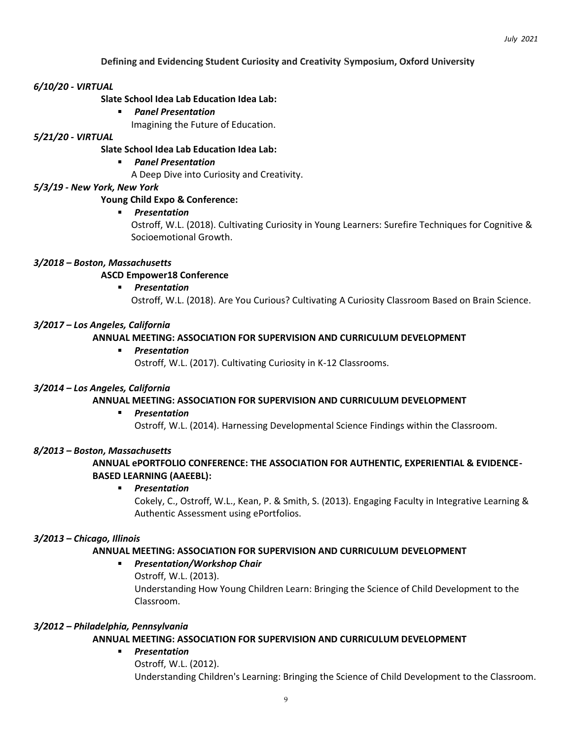**Defining and Evidencing Student Curiosity and Creativity Symposium, Oxford University**

***6/10/20 - VIRTUAL***

**Slate School Idea Lab Education Idea Lab:**

- ***Panel Presentation***
  Imagining the Future of Education.

***5/21/20 - VIRTUAL***

**Slate School Idea Lab Education Idea Lab:**

- ***Panel Presentation***
  A Deep Dive into Curiosity and Creativity.

***5/3/19 - New York, New York***

**Young Child Expo & Conference:**

- ***Presentation***
  Ostroff, W.L. (2018). Cultivating Curiosity in Young Learners: Surefire Techniques for Cognitive & Socioemotional Growth.

***3/2018 – Boston, Massachusetts***

**ASCD Empower18 Conference**

- ***Presentation***
  Ostroff, W.L. (2018). Are You Curious? Cultivating A Curiosity Classroom Based on Brain Science.

***3/2017 – Los Angeles, California***

**ANNUAL MEETING: ASSOCIATION FOR SUPERVISION AND CURRICULUM DEVELOPMENT**

- ***Presentation***
  Ostroff, W.L. (2017). Cultivating Curiosity in K-12 Classrooms.

***3/2014 – Los Angeles, California***

**ANNUAL MEETING: ASSOCIATION FOR SUPERVISION AND CURRICULUM DEVELOPMENT**

- ***Presentation***
  Ostroff, W.L. (2014). Harnessing Developmental Science Findings within the Classroom.

***8/2013 – Boston, Massachusetts***

**ANNUAL ePORTFOLIO CONFERENCE: THE ASSOCIATION FOR AUTHENTIC, EXPERIENTIAL & EVIDENCE-BASED LEARNING (AAEEBL):**

- ***Presentation***
  Cokely, C., Ostroff, W.L., Kean, P. & Smith, S. (2013). Engaging Faculty in Integrative Learning & Authentic Assessment using ePortfolios.

***3/2013 – Chicago, Illinois***

**ANNUAL MEETING: ASSOCIATION FOR SUPERVISION AND CURRICULUM DEVELOPMENT**

- ***Presentation/Workshop Chair***
  Ostroff, W.L. (2013).
  Understanding How Young Children Learn: Bringing the Science of Child Development to the Classroom.

***3/2012 – Philadelphia, Pennsylvania***

**ANNUAL MEETING: ASSOCIATION FOR SUPERVISION AND CURRICULUM DEVELOPMENT**

- ***Presentation***
  Ostroff, W.L. (2012).
  Understanding Children's Learning: Bringing the Science of Child Development to the Classroom.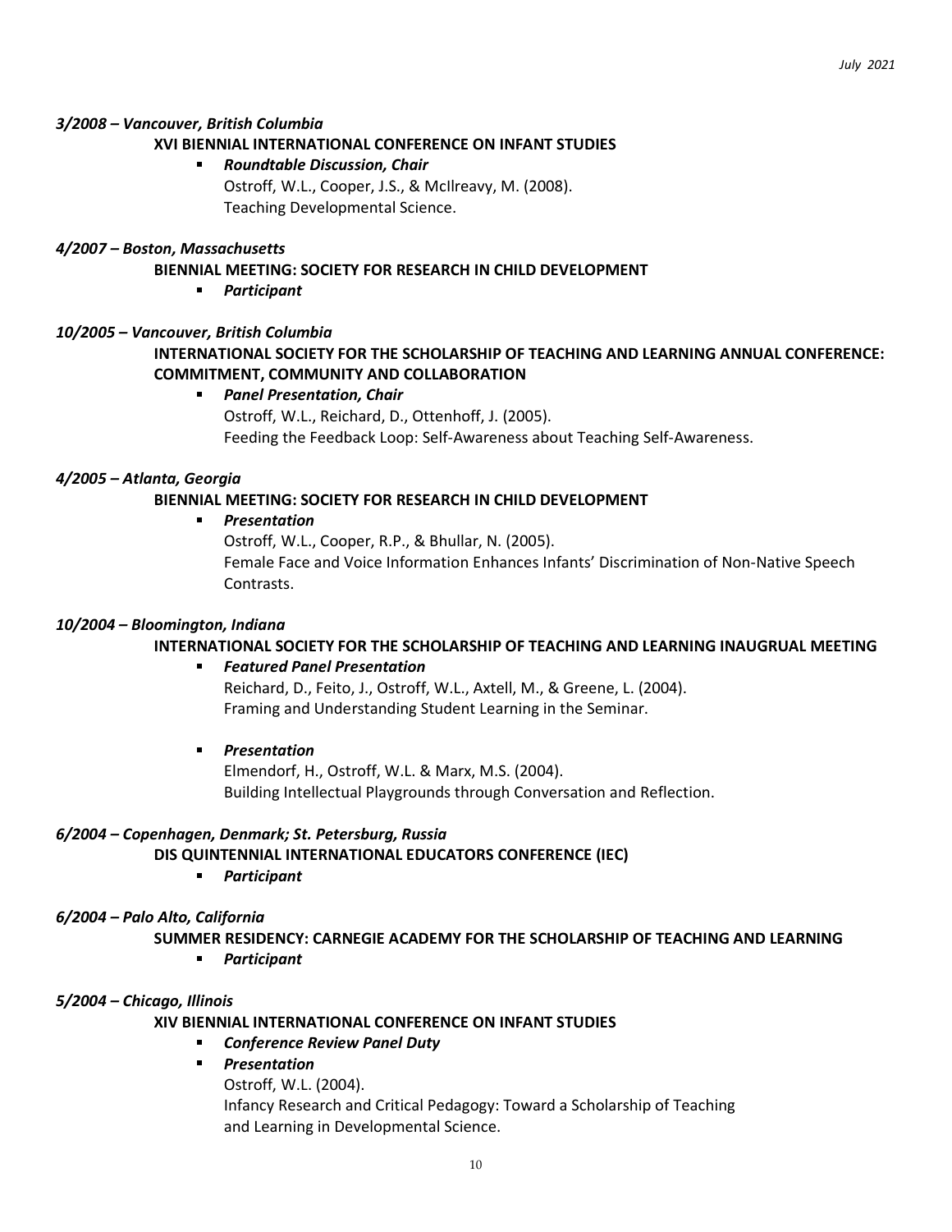***3/2008 – Vancouver, British Columbia***

**XVI BIENNIAL INTERNATIONAL CONFERENCE ON INFANT STUDIES**

- ***Roundtable Discussion, Chair***
  Ostroff, W.L., Cooper, J.S., & McIlreavy, M. (2008).
  Teaching Developmental Science.

***4/2007 – Boston, Massachusetts***

**BIENNIAL MEETING: SOCIETY FOR RESEARCH IN CHILD DEVELOPMENT**

- ***Participant***

***10/2005 – Vancouver, British Columbia***

**INTERNATIONAL SOCIETY FOR THE SCHOLARSHIP OF TEACHING AND LEARNING ANNUAL CONFERENCE: COMMITMENT, COMMUNITY AND COLLABORATION**

- ***Panel Presentation, Chair***
  Ostroff, W.L., Reichard, D., Ottenhoff, J. (2005).
  Feeding the Feedback Loop: Self-Awareness about Teaching Self-Awareness.

***4/2005 – Atlanta, Georgia***

**BIENNIAL MEETING: SOCIETY FOR RESEARCH IN CHILD DEVELOPMENT**

- ***Presentation***
  Ostroff, W.L., Cooper, R.P., & Bhullar, N. (2005).
  Female Face and Voice Information Enhances Infants' Discrimination of Non-Native Speech Contrasts.

***10/2004 – Bloomington, Indiana***

**INTERNATIONAL SOCIETY FOR THE SCHOLARSHIP OF TEACHING AND LEARNING INAUGRUAL MEETING**

- ***Featured Panel Presentation***
  Reichard, D., Feito, J., Ostroff, W.L., Axtell, M., & Greene, L. (2004).
  Framing and Understanding Student Learning in the Seminar.

- ***Presentation***
  Elmendorf, H., Ostroff, W.L. & Marx, M.S. (2004).
  Building Intellectual Playgrounds through Conversation and Reflection.

***6/2004 – Copenhagen, Denmark; St. Petersburg, Russia***

**DIS QUINTENNIAL INTERNATIONAL EDUCATORS CONFERENCE (IEC)**

- ***Participant***

***6/2004 – Palo Alto, California***

**SUMMER RESIDENCY: CARNEGIE ACADEMY FOR THE SCHOLARSHIP OF TEACHING AND LEARNING**

- ***Participant***

***5/2004 – Chicago, Illinois***

**XIV BIENNIAL INTERNATIONAL CONFERENCE ON INFANT STUDIES**

- ***Conference Review Panel Duty***
- ***Presentation***
  Ostroff, W.L. (2004).
  Infancy Research and Critical Pedagogy: Toward a Scholarship of Teaching and Learning in Developmental Science.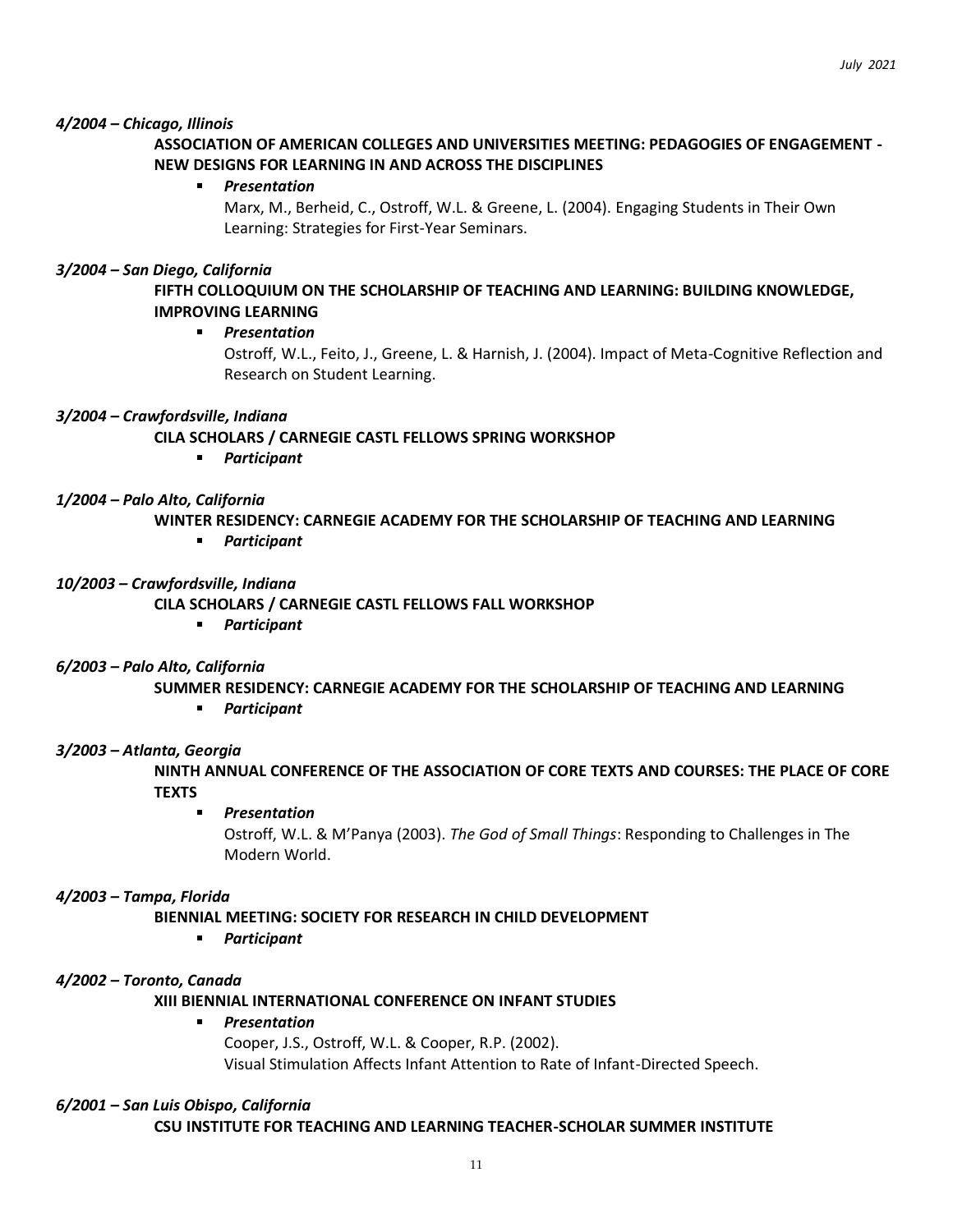*4/2004 – Chicago, Illinois*

**ASSOCIATION OF AMERICAN COLLEGES AND UNIVERSITIES MEETING: PEDAGOGIES OF ENGAGEMENT - NEW DESIGNS FOR LEARNING IN AND ACROSS THE DISCIPLINES**

- ***Presentation***
  Marx, M., Berheid, C., Ostroff, W.L. & Greene, L. (2004). Engaging Students in Their Own Learning: Strategies for First-Year Seminars.

*3/2004 – San Diego, California*

**FIFTH COLLOQUIUM ON THE SCHOLARSHIP OF TEACHING AND LEARNING: BUILDING KNOWLEDGE, IMPROVING LEARNING**

- ***Presentation***
  Ostroff, W.L., Feito, J., Greene, L. & Harnish, J. (2004). Impact of Meta-Cognitive Reflection and Research on Student Learning.

*3/2004 – Crawfordsville, Indiana*

**CILA SCHOLARS / CARNEGIE CASTL FELLOWS SPRING WORKSHOP**

- ***Participant***

*1/2004 – Palo Alto, California*

**WINTER RESIDENCY: CARNEGIE ACADEMY FOR THE SCHOLARSHIP OF TEACHING AND LEARNING**

- ***Participant***

*10/2003 – Crawfordsville, Indiana*

**CILA SCHOLARS / CARNEGIE CASTL FELLOWS FALL WORKSHOP**

- ***Participant***

*6/2003 – Palo Alto, California*

**SUMMER RESIDENCY: CARNEGIE ACADEMY FOR THE SCHOLARSHIP OF TEACHING AND LEARNING**

- ***Participant***

*3/2003 – Atlanta, Georgia*

**NINTH ANNUAL CONFERENCE OF THE ASSOCIATION OF CORE TEXTS AND COURSES: THE PLACE OF CORE TEXTS**

- ***Presentation***
  Ostroff, W.L. & M'Panya (2003). *The God of Small Things*: Responding to Challenges in The Modern World.

*4/2003 – Tampa, Florida*

**BIENNIAL MEETING: SOCIETY FOR RESEARCH IN CHILD DEVELOPMENT**

- ***Participant***

*4/2002 – Toronto, Canada*

**XIII BIENNIAL INTERNATIONAL CONFERENCE ON INFANT STUDIES**

- ***Presentation***
  Cooper, J.S., Ostroff, W.L. & Cooper, R.P. (2002).
  Visual Stimulation Affects Infant Attention to Rate of Infant-Directed Speech.

*6/2001 – San Luis Obispo, California*

**CSU INSTITUTE FOR TEACHING AND LEARNING TEACHER-SCHOLAR SUMMER INSTITUTE**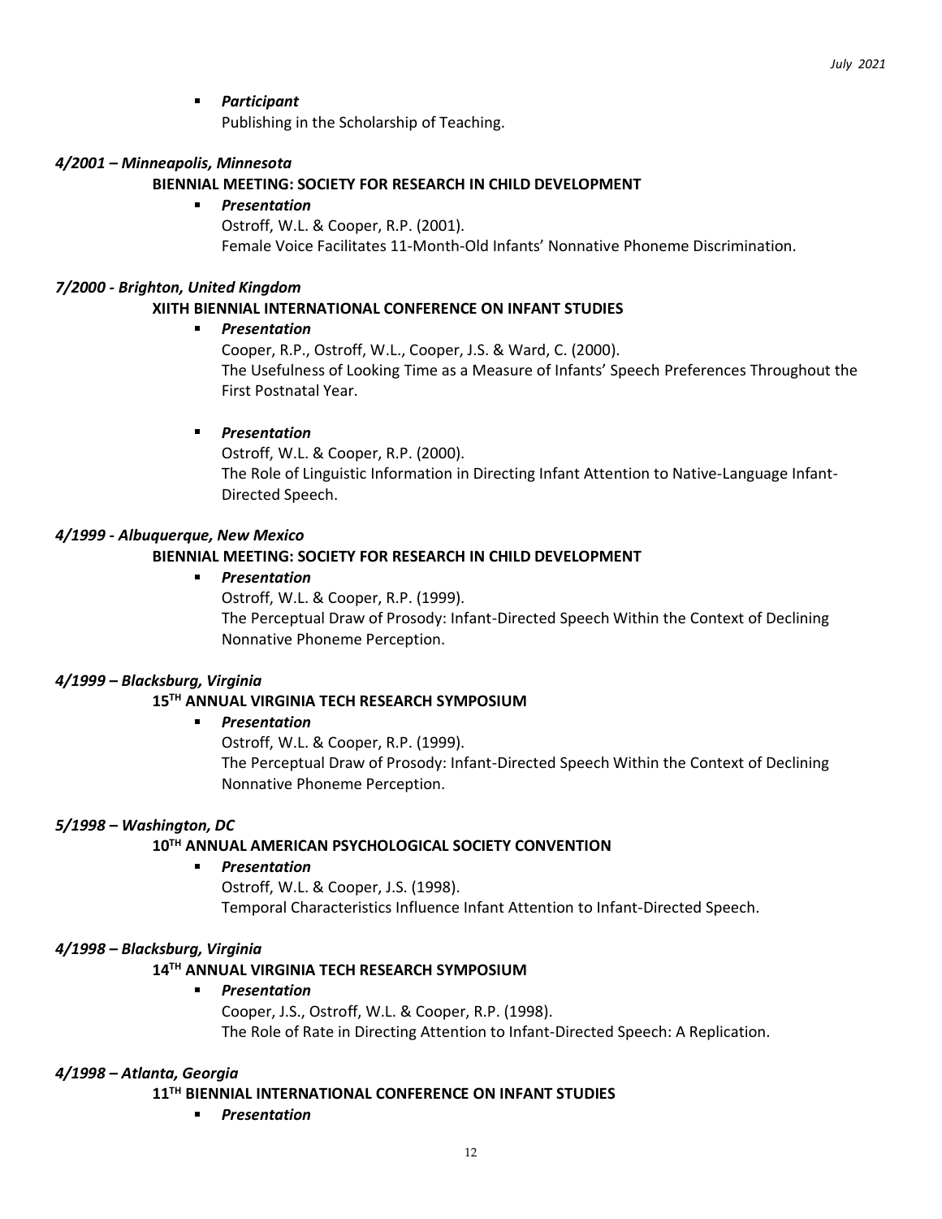- ***Participant***

  Publishing in the Scholarship of Teaching.

***4/2001 – Minneapolis, Minnesota***

**BIENNIAL MEETING: SOCIETY FOR RESEARCH IN CHILD DEVELOPMENT**

- ***Presentation***

  Ostroff, W.L. & Cooper, R.P. (2001).
  Female Voice Facilitates 11-Month-Old Infants' Nonnative Phoneme Discrimination.

***7/2000 - Brighton, United Kingdom***

**XIITH BIENNIAL INTERNATIONAL CONFERENCE ON INFANT STUDIES**

- ***Presentation***

  Cooper, R.P., Ostroff, W.L., Cooper, J.S. & Ward, C. (2000).
  The Usefulness of Looking Time as a Measure of Infants' Speech Preferences Throughout the First Postnatal Year.

- ***Presentation***

  Ostroff, W.L. & Cooper, R.P. (2000).
  The Role of Linguistic Information in Directing Infant Attention to Native-Language Infant-Directed Speech.

***4/1999 - Albuquerque, New Mexico***

**BIENNIAL MEETING: SOCIETY FOR RESEARCH IN CHILD DEVELOPMENT**

- ***Presentation***

  Ostroff, W.L. & Cooper, R.P. (1999).
  The Perceptual Draw of Prosody: Infant-Directed Speech Within the Context of Declining Nonnative Phoneme Perception.

***4/1999 – Blacksburg, Virginia***

**15TH ANNUAL VIRGINIA TECH RESEARCH SYMPOSIUM**

- ***Presentation***

  Ostroff, W.L. & Cooper, R.P. (1999).
  The Perceptual Draw of Prosody: Infant-Directed Speech Within the Context of Declining Nonnative Phoneme Perception.

***5/1998 – Washington, DC***

**10TH ANNUAL AMERICAN PSYCHOLOGICAL SOCIETY CONVENTION**

- ***Presentation***

  Ostroff, W.L. & Cooper, J.S. (1998).
  Temporal Characteristics Influence Infant Attention to Infant-Directed Speech.

***4/1998 – Blacksburg, Virginia***

**14TH ANNUAL VIRGINIA TECH RESEARCH SYMPOSIUM**

- ***Presentation***

  Cooper, J.S., Ostroff, W.L. & Cooper, R.P. (1998).
  The Role of Rate in Directing Attention to Infant-Directed Speech: A Replication.

***4/1998 – Atlanta, Georgia***

**11TH BIENNIAL INTERNATIONAL CONFERENCE ON INFANT STUDIES**

- ***Presentation***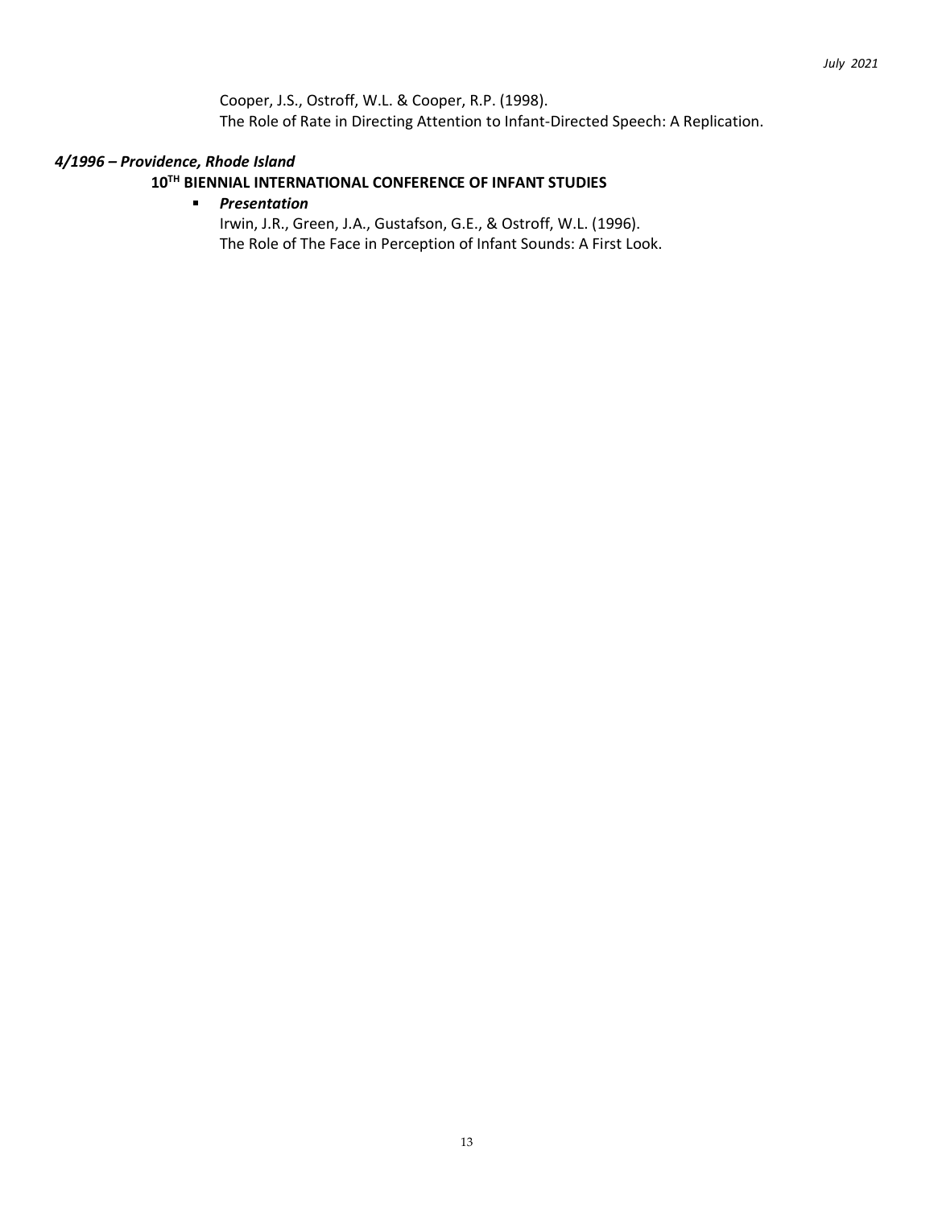Cooper, J.S., Ostroff, W.L. & Cooper, R.P. (1998).
The Role of Rate in Directing Attention to Infant-Directed Speech: A Replication.

***4/1996 – Providence, Rhode Island***

**10TH BIENNIAL INTERNATIONAL CONFERENCE OF INFANT STUDIES**

- ***Presentation***

  Irwin, J.R., Green, J.A., Gustafson, G.E., & Ostroff, W.L. (1996).
  The Role of The Face in Perception of Infant Sounds: A First Look.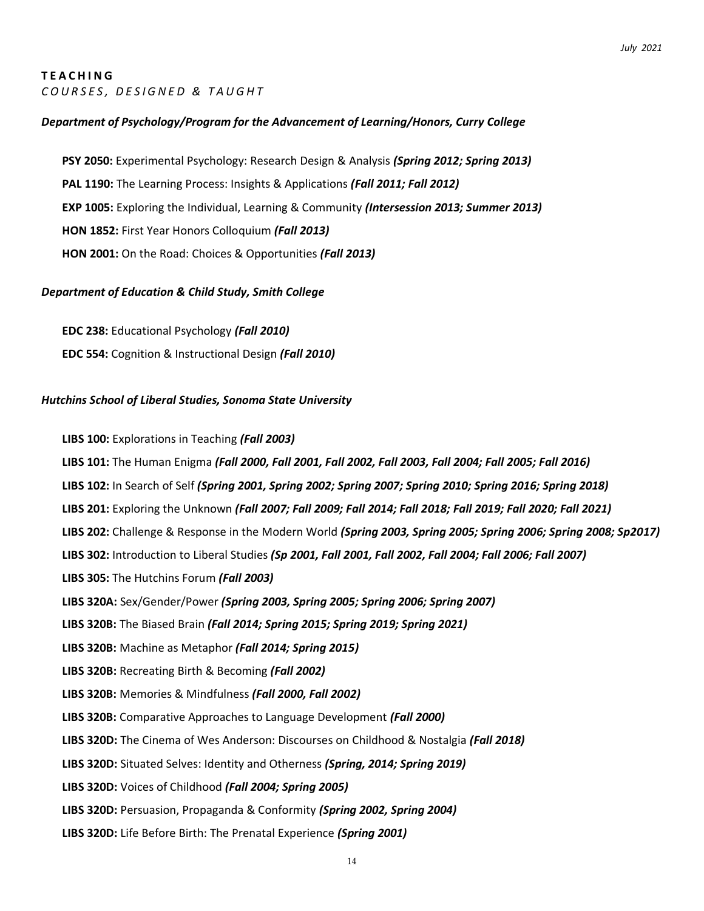## TEACHING

*COURSES, DESIGNED & TAUGHT*

***Department of Psychology/Program for the Advancement of Learning/Honors, Curry College***

**PSY 2050:** Experimental Psychology: Research Design & Analysis ***(Spring 2012; Spring 2013)***

**PAL 1190:** The Learning Process: Insights & Applications ***(Fall 2011; Fall 2012)***

**EXP 1005:** Exploring the Individual, Learning & Community ***(Intersession 2013; Summer 2013)***

**HON 1852:** First Year Honors Colloquium ***(Fall 2013)***

**HON 2001:** On the Road: Choices & Opportunities ***(Fall 2013)***

***Department of Education & Child Study, Smith College***

**EDC 238:** Educational Psychology ***(Fall 2010)***

**EDC 554:** Cognition & Instructional Design ***(Fall 2010)***

***Hutchins School of Liberal Studies, Sonoma State University***

**LIBS 100:** Explorations in Teaching ***(Fall 2003)***

**LIBS 101:** The Human Enigma ***(Fall 2000, Fall 2001, Fall 2002, Fall 2003, Fall 2004; Fall 2005; Fall 2016)***

**LIBS 102:** In Search of Self ***(Spring 2001, Spring 2002; Spring 2007; Spring 2010; Spring 2016; Spring 2018)***

**LIBS 201:** Exploring the Unknown ***(Fall 2007; Fall 2009; Fall 2014; Fall 2018; Fall 2019; Fall 2020; Fall 2021)***

**LIBS 202:** Challenge & Response in the Modern World ***(Spring 2003, Spring 2005; Spring 2006; Spring 2008; Sp2017)***

**LIBS 302:** Introduction to Liberal Studies ***(Sp 2001, Fall 2001, Fall 2002, Fall 2004; Fall 2006; Fall 2007)***

**LIBS 305:** The Hutchins Forum ***(Fall 2003)***

**LIBS 320A:** Sex/Gender/Power ***(Spring 2003, Spring 2005; Spring 2006; Spring 2007)***

**LIBS 320B:** The Biased Brain ***(Fall 2014; Spring 2015; Spring 2019; Spring 2021)***

**LIBS 320B:** Machine as Metaphor ***(Fall 2014; Spring 2015)***

**LIBS 320B:** Recreating Birth & Becoming ***(Fall 2002)***

**LIBS 320B:** Memories & Mindfulness ***(Fall 2000, Fall 2002)***

**LIBS 320B:** Comparative Approaches to Language Development ***(Fall 2000)***

**LIBS 320D:** The Cinema of Wes Anderson: Discourses on Childhood & Nostalgia ***(Fall 2018)***

**LIBS 320D:** Situated Selves: Identity and Otherness ***(Spring, 2014; Spring 2019)***

**LIBS 320D:** Voices of Childhood ***(Fall 2004; Spring 2005)***

**LIBS 320D:** Persuasion, Propaganda & Conformity ***(Spring 2002, Spring 2004)***

**LIBS 320D:** Life Before Birth: The Prenatal Experience ***(Spring 2001)***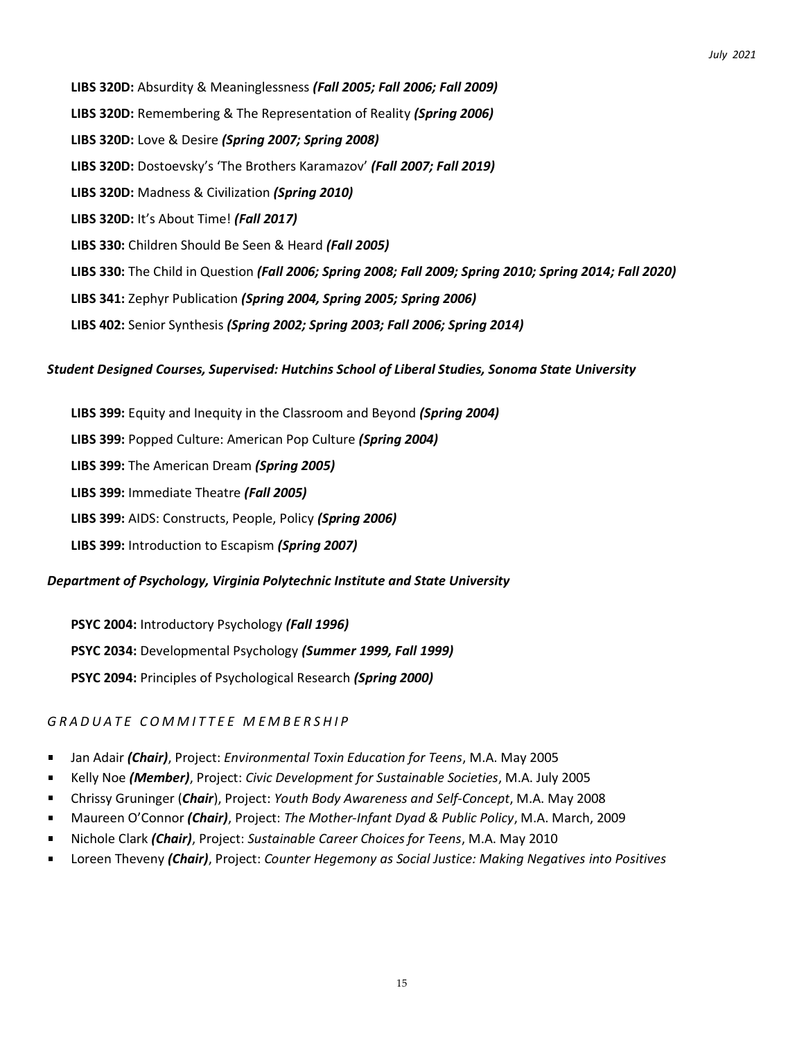**LIBS 320D:** Absurdity & Meaninglessness ***(Fall 2005; Fall 2006; Fall 2009)***

**LIBS 320D:** Remembering & The Representation of Reality ***(Spring 2006)***

**LIBS 320D:** Love & Desire ***(Spring 2007; Spring 2008)***

**LIBS 320D:** Dostoevsky's 'The Brothers Karamazov' ***(Fall 2007; Fall 2019)***

**LIBS 320D:** Madness & Civilization ***(Spring 2010)***

**LIBS 320D:** It's About Time! ***(Fall 2017)***

**LIBS 330:** Children Should Be Seen & Heard ***(Fall 2005)***

**LIBS 330:** The Child in Question ***(Fall 2006; Spring 2008; Fall 2009; Spring 2010; Spring 2014; Fall 2020)***

**LIBS 341:** Zephyr Publication ***(Spring 2004, Spring 2005; Spring 2006)***

**LIBS 402:** Senior Synthesis ***(Spring 2002; Spring 2003; Fall 2006; Spring 2014)***

***Student Designed Courses, Supervised: Hutchins School of Liberal Studies, Sonoma State University***

**LIBS 399:** Equity and Inequity in the Classroom and Beyond ***(Spring 2004)***

**LIBS 399:** Popped Culture: American Pop Culture ***(Spring 2004)***

**LIBS 399:** The American Dream ***(Spring 2005)***

**LIBS 399:** Immediate Theatre ***(Fall 2005)***

**LIBS 399:** AIDS: Constructs, People, Policy ***(Spring 2006)***

**LIBS 399:** Introduction to Escapism ***(Spring 2007)***

***Department of Psychology, Virginia Polytechnic Institute and State University***

**PSYC 2004:** Introductory Psychology ***(Fall 1996)***

**PSYC 2034:** Developmental Psychology ***(Summer 1999, Fall 1999)***

**PSYC 2094:** Principles of Psychological Research ***(Spring 2000)***

*GRADUATE COMMITTEE MEMBERSHIP*

- Jan Adair ***(Chair)***, Project: *Environmental Toxin Education for Teens*, M.A. May 2005
- Kelly Noe ***(Member)***, Project: *Civic Development for Sustainable Societies*, M.A. July 2005
- Chrissy Gruninger (***Chair***), Project: *Youth Body Awareness and Self-Concept*, M.A. May 2008
- Maureen O'Connor ***(Chair)***, Project: *The Mother-Infant Dyad & Public Policy*, M.A. March, 2009
- Nichole Clark ***(Chair)***, Project: *Sustainable Career Choices for Teens*, M.A. May 2010
- Loreen Theveny ***(Chair)***, Project: *Counter Hegemony as Social Justice: Making Negatives into Positives*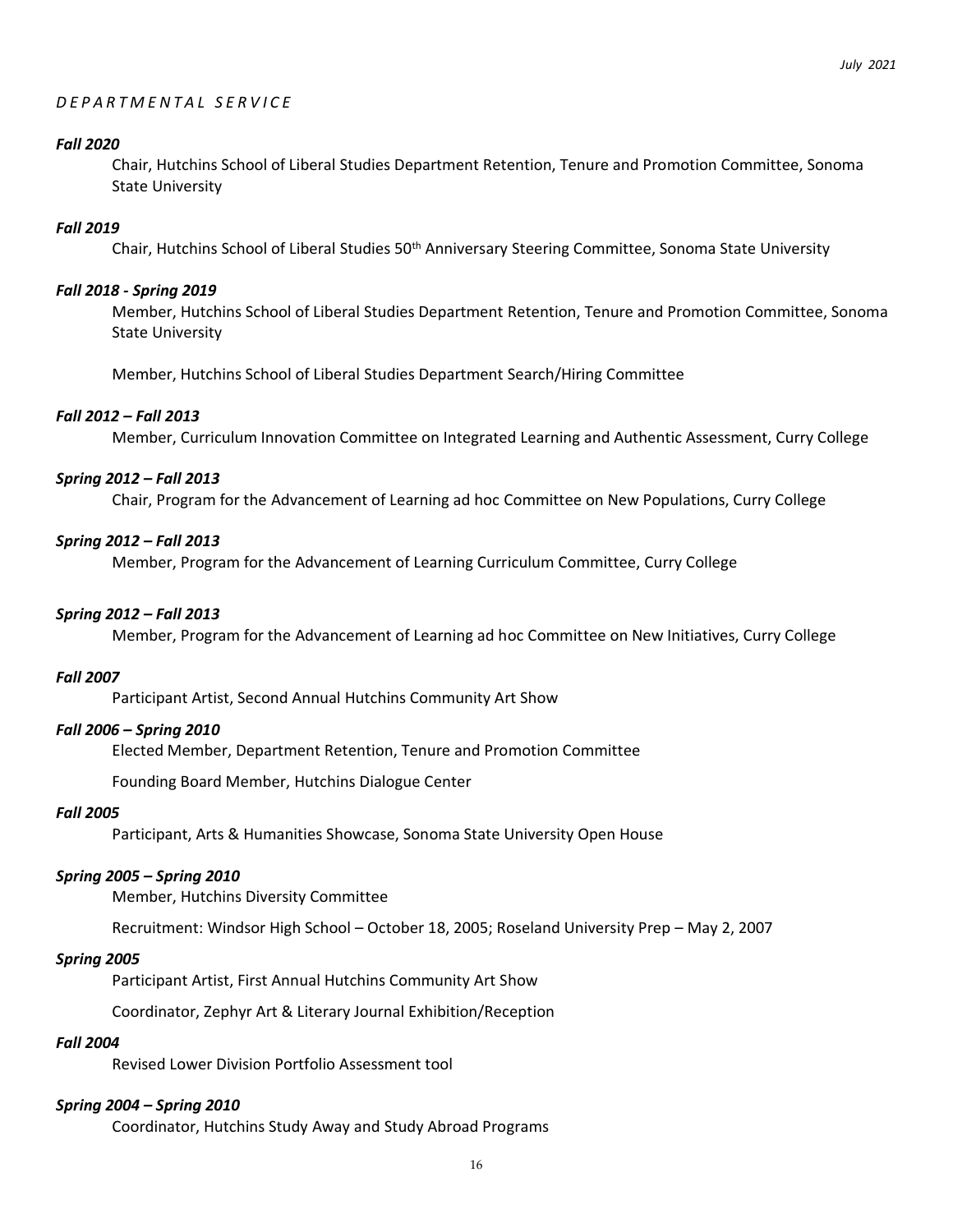*DEPARTMENTAL SERVICE*

***Fall 2020***

Chair, Hutchins School of Liberal Studies Department Retention, Tenure and Promotion Committee, Sonoma State University

***Fall 2019***

Chair, Hutchins School of Liberal Studies 50th Anniversary Steering Committee, Sonoma State University

***Fall 2018 - Spring 2019***

Member, Hutchins School of Liberal Studies Department Retention, Tenure and Promotion Committee, Sonoma State University

Member, Hutchins School of Liberal Studies Department Search/Hiring Committee

***Fall 2012 – Fall 2013***

Member, Curriculum Innovation Committee on Integrated Learning and Authentic Assessment, Curry College

***Spring 2012 – Fall 2013***

Chair, Program for the Advancement of Learning ad hoc Committee on New Populations, Curry College

***Spring 2012 – Fall 2013***

Member, Program for the Advancement of Learning Curriculum Committee, Curry College

***Spring 2012 – Fall 2013***

Member, Program for the Advancement of Learning ad hoc Committee on New Initiatives, Curry College

***Fall 2007***

Participant Artist, Second Annual Hutchins Community Art Show

***Fall 2006 – Spring 2010***

Elected Member, Department Retention, Tenure and Promotion Committee

Founding Board Member, Hutchins Dialogue Center

***Fall 2005***

Participant, Arts & Humanities Showcase, Sonoma State University Open House

***Spring 2005 – Spring 2010***

Member, Hutchins Diversity Committee

Recruitment: Windsor High School – October 18, 2005; Roseland University Prep – May 2, 2007

***Spring 2005***

Participant Artist, First Annual Hutchins Community Art Show

Coordinator, Zephyr Art & Literary Journal Exhibition/Reception

***Fall 2004***

Revised Lower Division Portfolio Assessment tool

***Spring 2004 – Spring 2010***

Coordinator, Hutchins Study Away and Study Abroad Programs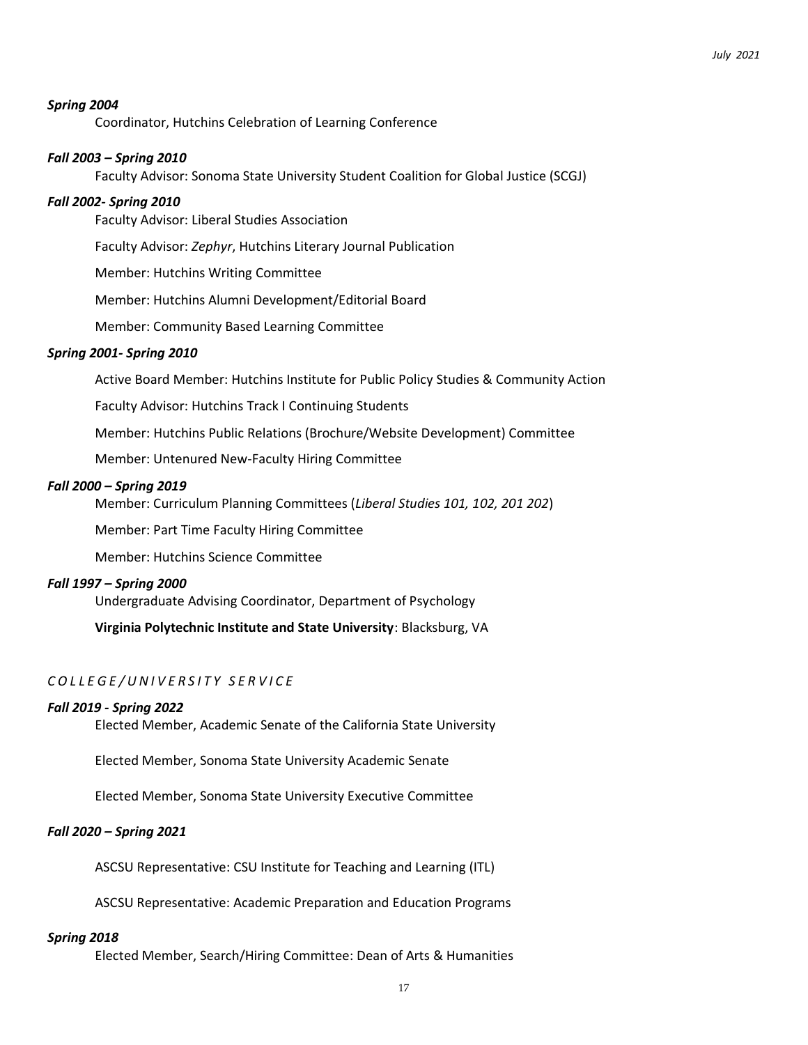***Spring 2004***

Coordinator, Hutchins Celebration of Learning Conference

***Fall 2003 – Spring 2010***

Faculty Advisor: Sonoma State University Student Coalition for Global Justice (SCGJ)

***Fall 2002- Spring 2010***

Faculty Advisor: Liberal Studies Association

Faculty Advisor: *Zephyr*, Hutchins Literary Journal Publication

Member: Hutchins Writing Committee

Member: Hutchins Alumni Development/Editorial Board

Member: Community Based Learning Committee

***Spring 2001- Spring 2010***

Active Board Member: Hutchins Institute for Public Policy Studies & Community Action

Faculty Advisor: Hutchins Track I Continuing Students

Member: Hutchins Public Relations (Brochure/Website Development) Committee

Member: Untenured New-Faculty Hiring Committee

***Fall 2000 – Spring 2019***

Member: Curriculum Planning Committees (*Liberal Studies 101, 102, 201 202*)

Member: Part Time Faculty Hiring Committee

Member: Hutchins Science Committee

***Fall 1997 – Spring 2000***

Undergraduate Advising Coordinator, Department of Psychology

**Virginia Polytechnic Institute and State University**: Blacksburg, VA

## *COLLEGE/UNIVERSITY SERVICE*

***Fall 2019 - Spring 2022***

Elected Member, Academic Senate of the California State University

Elected Member, Sonoma State University Academic Senate

Elected Member, Sonoma State University Executive Committee

***Fall 2020 – Spring 2021***

ASCSU Representative: CSU Institute for Teaching and Learning (ITL)

ASCSU Representative: Academic Preparation and Education Programs

***Spring 2018***

Elected Member, Search/Hiring Committee: Dean of Arts & Humanities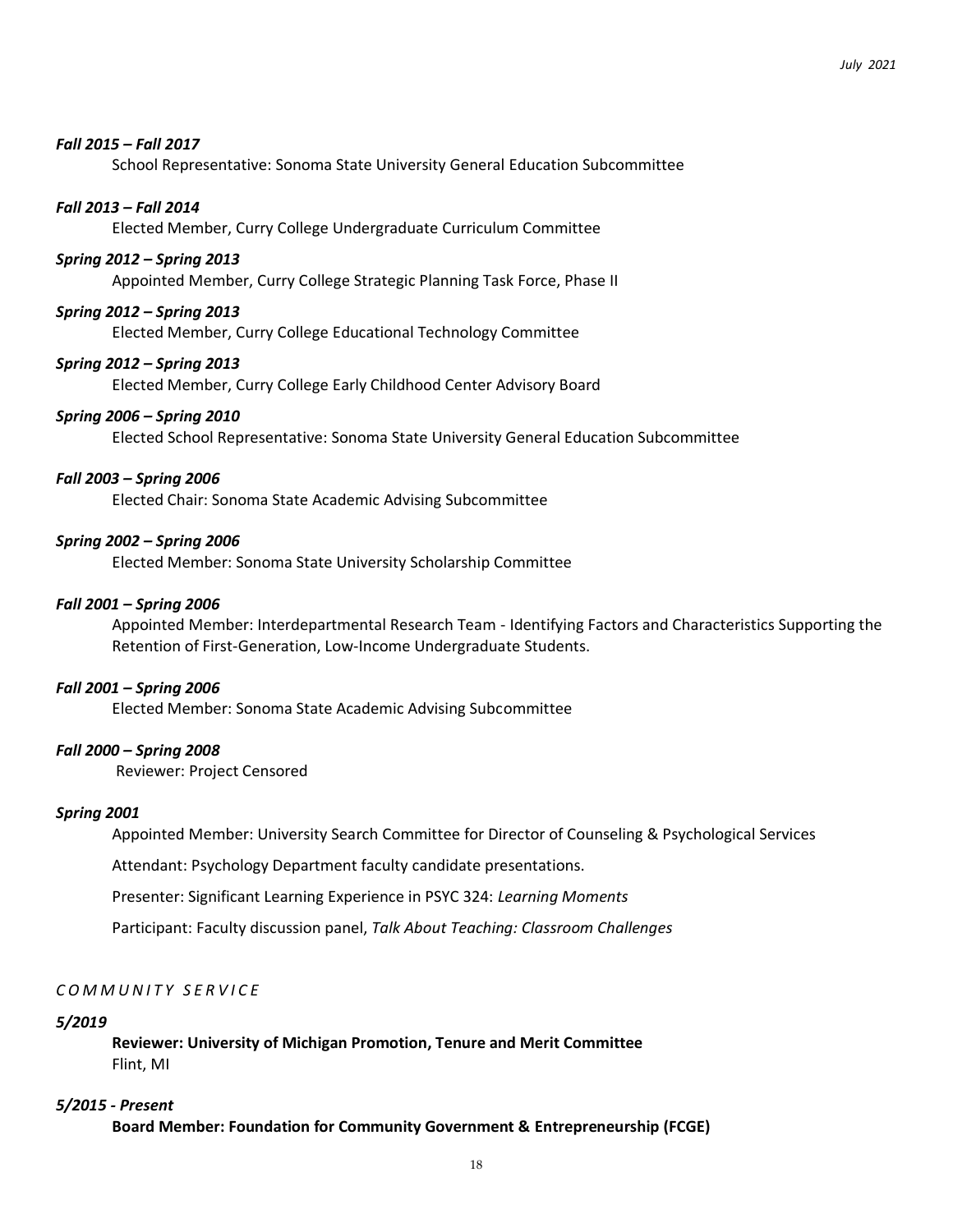***Fall 2015 – Fall 2017***

School Representative: Sonoma State University General Education Subcommittee

***Fall 2013 – Fall 2014***

Elected Member, Curry College Undergraduate Curriculum Committee

***Spring 2012 – Spring 2013***

Appointed Member, Curry College Strategic Planning Task Force, Phase II

***Spring 2012 – Spring 2013***

Elected Member, Curry College Educational Technology Committee

***Spring 2012 – Spring 2013***

Elected Member, Curry College Early Childhood Center Advisory Board

***Spring 2006 – Spring 2010***

Elected School Representative: Sonoma State University General Education Subcommittee

***Fall 2003 – Spring 2006***

Elected Chair: Sonoma State Academic Advising Subcommittee

***Spring 2002 – Spring 2006***

Elected Member: Sonoma State University Scholarship Committee

***Fall 2001 – Spring 2006***

Appointed Member: Interdepartmental Research Team - Identifying Factors and Characteristics Supporting the Retention of First-Generation, Low-Income Undergraduate Students.

***Fall 2001 – Spring 2006***

Elected Member: Sonoma State Academic Advising Subcommittee

***Fall 2000 – Spring 2008***

Reviewer: Project Censored

***Spring 2001***

Appointed Member: University Search Committee for Director of Counseling & Psychological Services

Attendant: Psychology Department faculty candidate presentations.

Presenter: Significant Learning Experience in PSYC 324: *Learning Moments*

Participant: Faculty discussion panel, *Talk About Teaching: Classroom Challenges*

## *COMMUNITY SERVICE*

***5/2019***

**Reviewer: University of Michigan Promotion, Tenure and Merit Committee**
Flint, MI

***5/2015 - Present***

**Board Member: Foundation for Community Government & Entrepreneurship (FCGE)**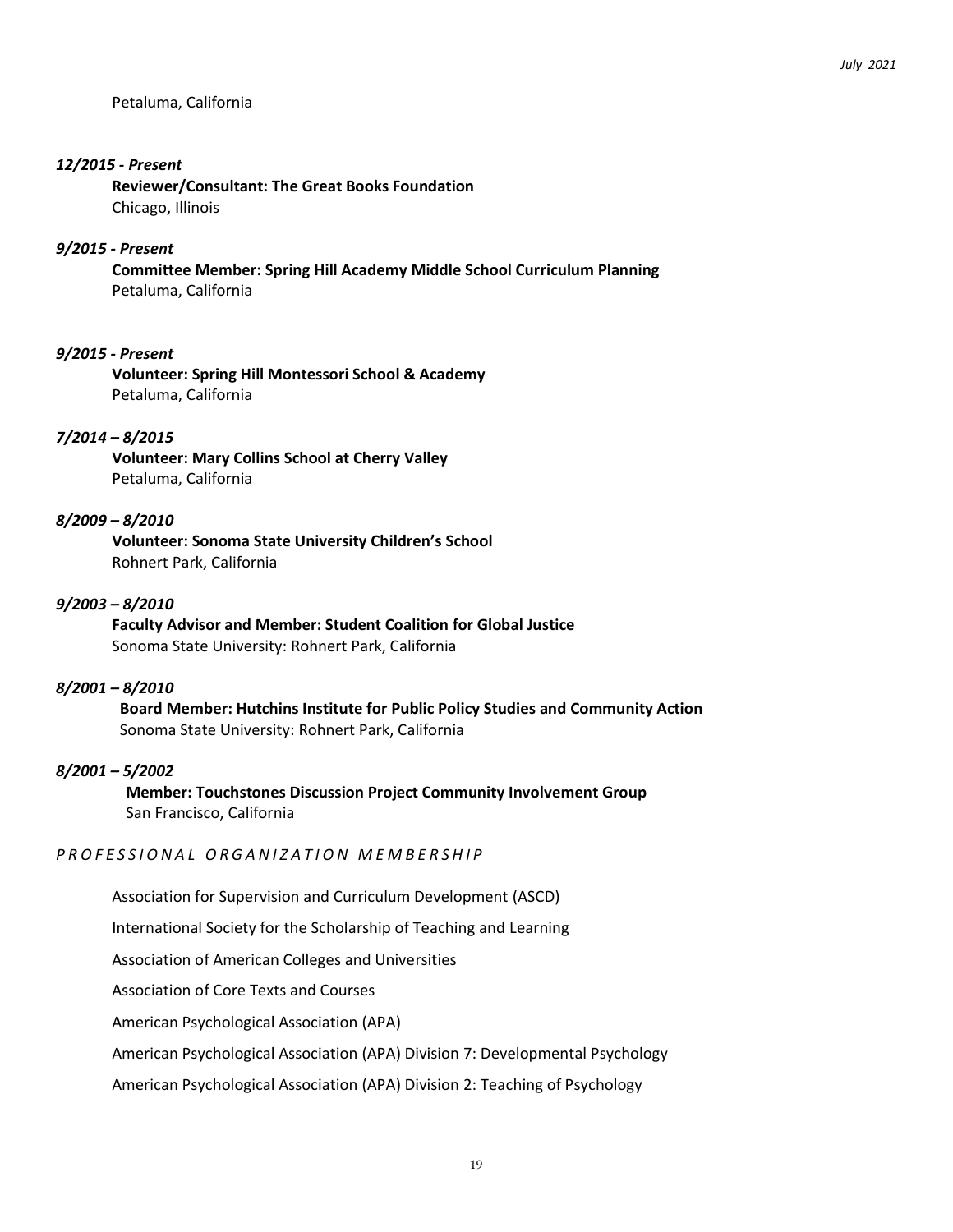Petaluma, California

***12/2015 - Present***

**Reviewer/Consultant: The Great Books Foundation**
Chicago, Illinois

***9/2015 - Present***

**Committee Member: Spring Hill Academy Middle School Curriculum Planning**
Petaluma, California

***9/2015 - Present***

**Volunteer: Spring Hill Montessori School & Academy**
Petaluma, California

***7/2014 – 8/2015***

**Volunteer: Mary Collins School at Cherry Valley**
Petaluma, California

***8/2009 – 8/2010***

**Volunteer: Sonoma State University Children's School**
Rohnert Park, California

***9/2003 – 8/2010***

**Faculty Advisor and Member: Student Coalition for Global Justice**
Sonoma State University: Rohnert Park, California

***8/2001 – 8/2010***

**Board Member: Hutchins Institute for Public Policy Studies and Community Action**
Sonoma State University: Rohnert Park, California

***8/2001 – 5/2002***

**Member: Touchstones Discussion Project Community Involvement Group**
San Francisco, California

## *PROFESSIONAL ORGANIZATION MEMBERSHIP*

Association for Supervision and Curriculum Development (ASCD)

International Society for the Scholarship of Teaching and Learning

Association of American Colleges and Universities

Association of Core Texts and Courses

American Psychological Association (APA)

American Psychological Association (APA) Division 7: Developmental Psychology

American Psychological Association (APA) Division 2: Teaching of Psychology